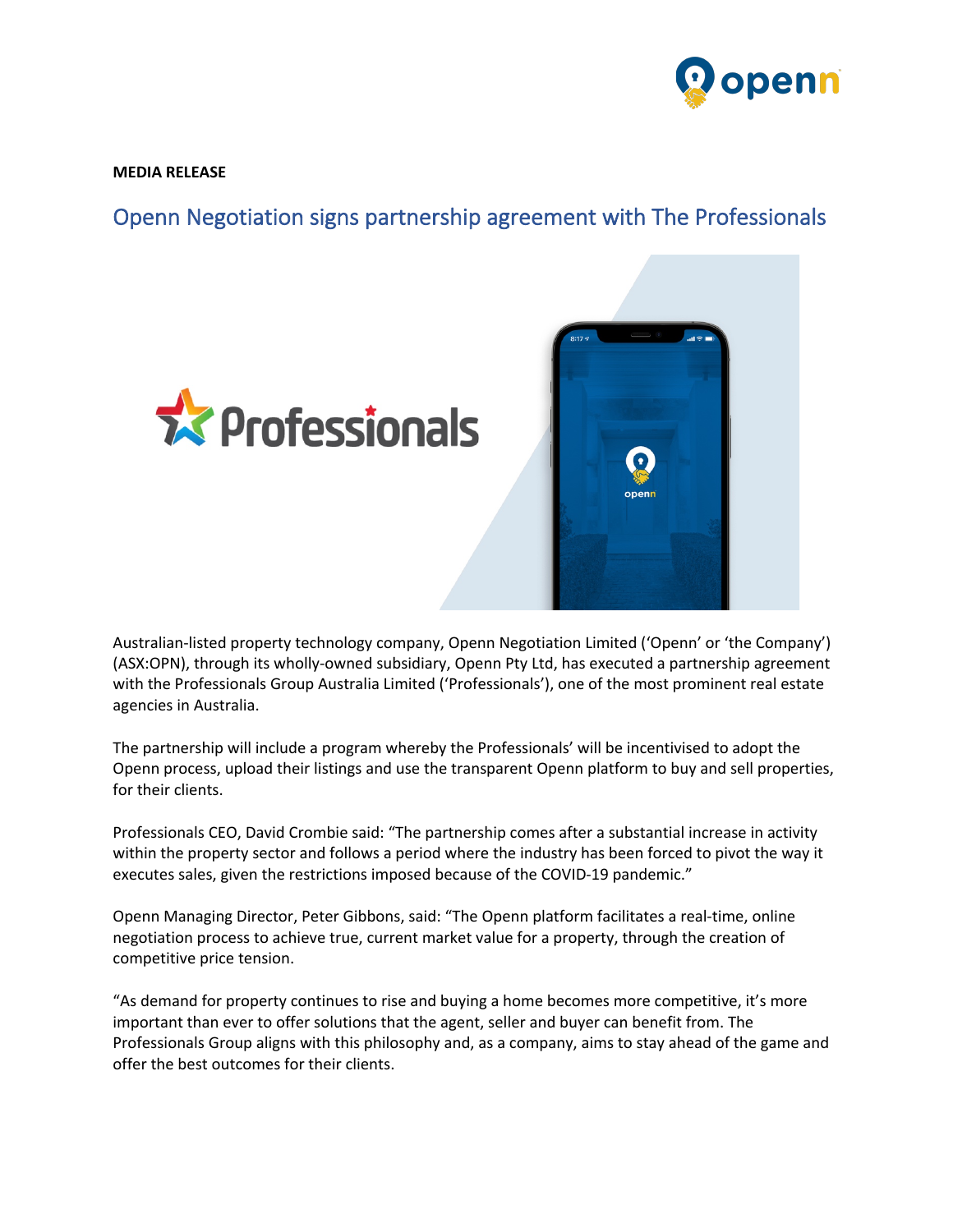**MEDIA RELEASE**

# Openn Negotiation signs partnership agreement with The Professionals

Australian-listed property technology company, Openn Negotiation Limited ('Openn' or 'the Company') (ASX:OPN), through its wholly-owned subsidiary, Openn Pty Ltd, has executed a partnership agreement with the Professionals Group Australia Limited ('Professionals'), one of the most prominent real estate agencies in Australia.

The partnership will include a program whereby the Professionals' will be incentivised to adopt the Openn process, upload their listings and use the transparent Openn platform to buy and sell properties, for their clients.

Professionals CEO, David Crombie said: "The partnership comes after a substantial increase in activity within the property sector and follows a period where the industry has been forced to pivot the way it executes sales, given the restrictions imposed because of the COVID-19 pandemic."

Openn Managing Director, Peter Gibbons, said: "The Openn platform facilitates a real-time, online negotiation process to achieve true, current market value for a property, through the creation of competitive price tension.

"As demand for property continues to rise and buying a home becomes more competitive, it's more important than ever to offer solutions that the agent, seller and buyer can benefit from. The Professionals Group aligns with this philosophy and, as a company, aims to stay ahead of the game and offer the best outcomes for their clients.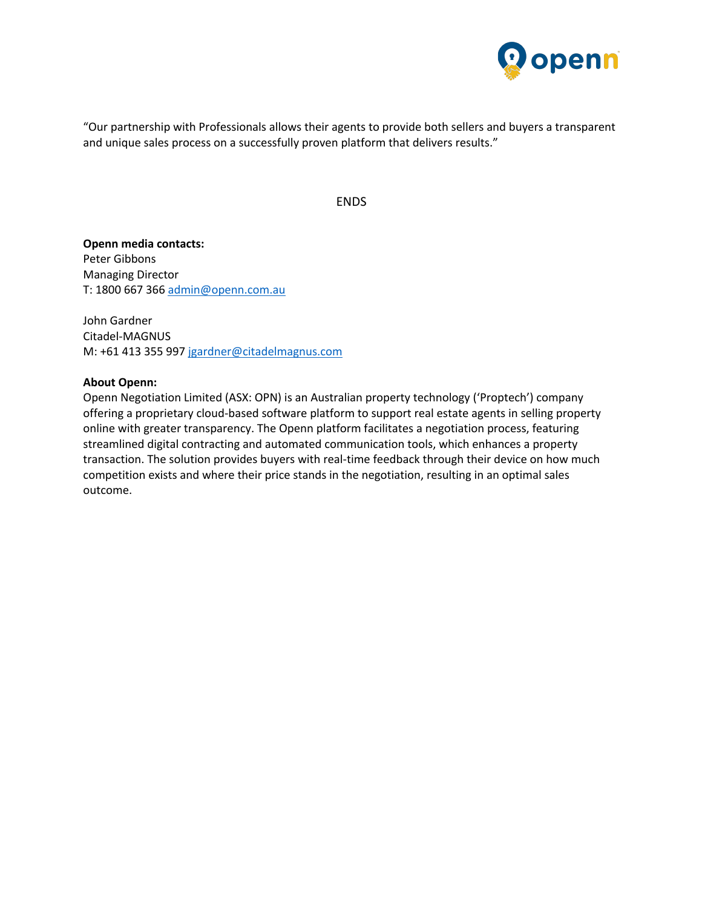"Our partnership with Professionals allows their agents to provide both sellers and buyers a transparent and unique sales process on a successfully proven platform that delivers results."

ENDS

**Openn media contacts:**
Peter Gibbons
Managing Director
T: 1800 667 366 admin@openn.com.au

John Gardner
Citadel-MAGNUS
M: +61 413 355 997 jgardner@citadelmagnus.com

**About Openn:**
Openn Negotiation Limited (ASX: OPN) is an Australian property technology ('Proptech') company offering a proprietary cloud-based software platform to support real estate agents in selling property online with greater transparency. The Openn platform facilitates a negotiation process, featuring streamlined digital contracting and automated communication tools, which enhances a property transaction. The solution provides buyers with real-time feedback through their device on how much competition exists and where their price stands in the negotiation, resulting in an optimal sales outcome.